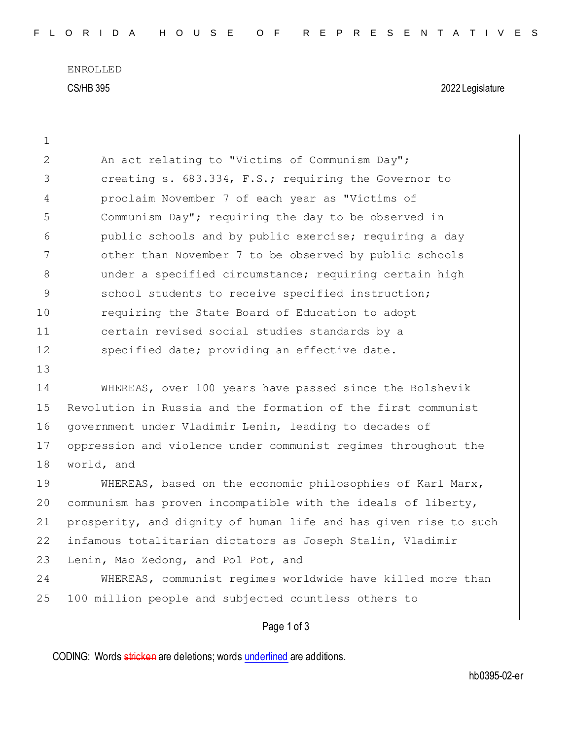ENROLLED

CS/HB 395 2022 Legislature

An act relating to "Victims of Communism Day"; creating s. 683.334, F.S.; requiring the Governor to proclaim November 7 of each year as "Victims of Communism Day"; requiring the day to be observed in public schools and by public exercise; requiring a day other than November 7 to be observed by public schools under a specified circumstance; requiring certain high school students to receive specified instruction; requiring the State Board of Education to adopt certain revised social studies standards by a specified date; providing an effective date.

WHEREAS, over 100 years have passed since the Bolshevik Revolution in Russia and the formation of the first communist government under Vladimir Lenin, leading to decades of oppression and violence under communist regimes throughout the world, and

WHEREAS, based on the economic philosophies of Karl Marx, communism has proven incompatible with the ideals of liberty, prosperity, and dignity of human life and has given rise to such infamous totalitarian dictators as Joseph Stalin, Vladimir Lenin, Mao Zedong, and Pol Pot, and

WHEREAS, communist regimes worldwide have killed more than 100 million people and subjected countless others to

CODING: Words ~~stricken~~ are deletions; words underlined are additions.

hb0395-02-er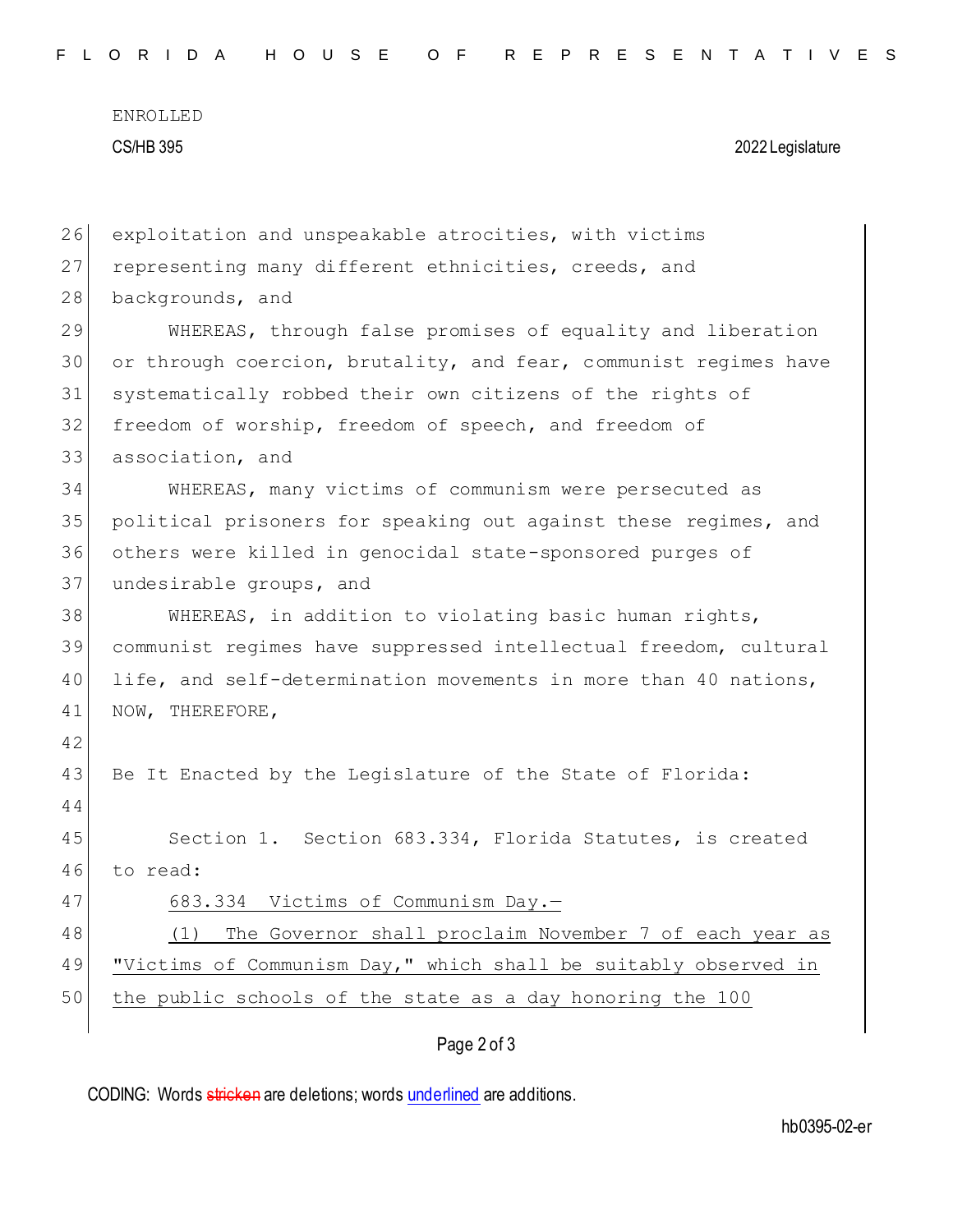exploitation and unspeakable atrocities, with victims representing many different ethnicities, creeds, and backgrounds, and

WHEREAS, through false promises of equality and liberation or through coercion, brutality, and fear, communist regimes have systematically robbed their own citizens of the rights of freedom of worship, freedom of speech, and freedom of association, and

WHEREAS, many victims of communism were persecuted as political prisoners for speaking out against these regimes, and others were killed in genocidal state-sponsored purges of undesirable groups, and

WHEREAS, in addition to violating basic human rights, communist regimes have suppressed intellectual freedom, cultural life, and self-determination movements in more than 40 nations, NOW, THEREFORE,

Be It Enacted by the Legislature of the State of Florida:

Section 1. Section 683.334, Florida Statutes, is created to read:

683.334 Victims of Communism Day.—

(1) The Governor shall proclaim November 7 of each year as "Victims of Communism Day," which shall be suitably observed in the public schools of the state as a day honoring the 100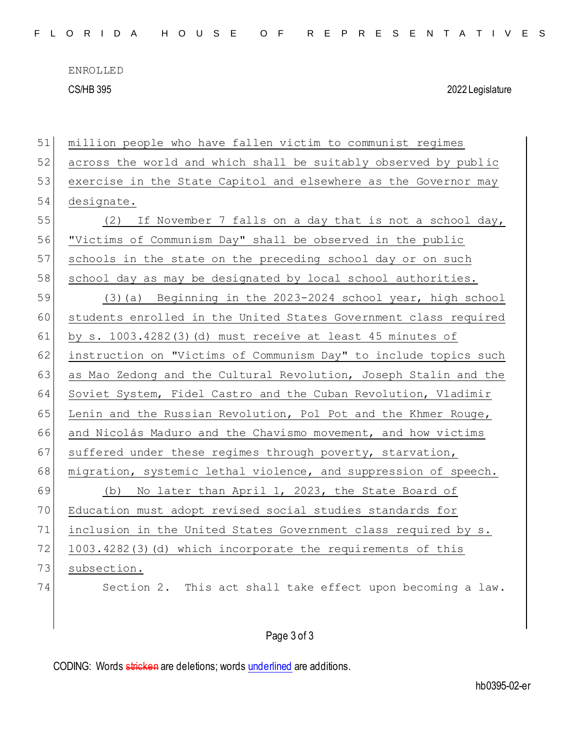million people who have fallen victim to communist regimes across the world and which shall be suitably observed by public exercise in the State Capitol and elsewhere as the Governor may designate.

(2) If November 7 falls on a day that is not a school day, "Victims of Communism Day" shall be observed in the public schools in the state on the preceding school day or on such school day as may be designated by local school authorities.

(3)(a) Beginning in the 2023-2024 school year, high school students enrolled in the United States Government class required by s. 1003.4282(3)(d) must receive at least 45 minutes of instruction on "Victims of Communism Day" to include topics such as Mao Zedong and the Cultural Revolution, Joseph Stalin and the Soviet System, Fidel Castro and the Cuban Revolution, Vladimir Lenin and the Russian Revolution, Pol Pot and the Khmer Rouge, and Nicolás Maduro and the Chavismo movement, and how victims suffered under these regimes through poverty, starvation, migration, systemic lethal violence, and suppression of speech.

(b) No later than April 1, 2023, the State Board of Education must adopt revised social studies standards for inclusion in the United States Government class required by s. 1003.4282(3)(d) which incorporate the requirements of this subsection.

Section 2. This act shall take effect upon becoming a law.